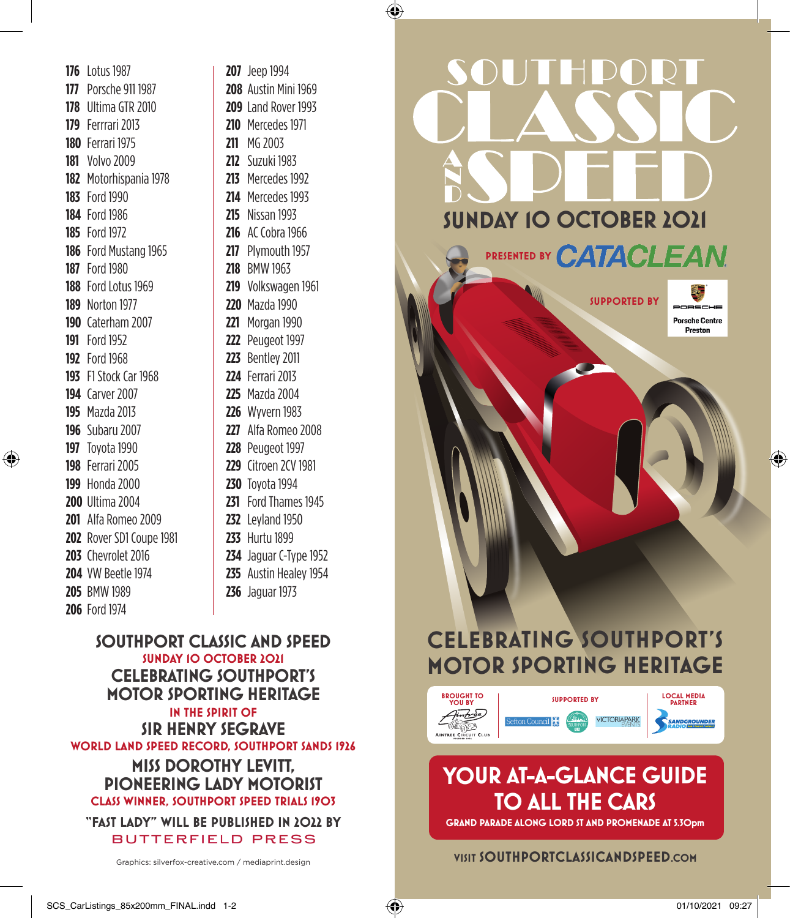176 Lotus 1987
177 Porsche 911 1987
178 Ultima GTR 2010
179 Ferrrari 2013
180 Ferrari 1975
181 Volvo 2009
182 Motorhispania 1978
183 Ford 1990
184 Ford 1986
185 Ford 1972
186 Ford Mustang 1965
187 Ford 1980
188 Ford Lotus 1969
189 Norton 1977
190 Caterham 2007
191 Ford 1952
192 Ford 1968
193 F1 Stock Car 1968
194 Carver 2007
195 Mazda 2013
196 Subaru 2007
197 Toyota 1990
198 Ferrari 2005
199 Honda 2000
200 Ultima 2004
201 Alfa Romeo 2009
202 Rover SD1 Coupe 1981
203 Chevrolet 2016
204 VW Beetle 1974
205 BMW 1989
206 Ford 1974
207 Jeep 1994
208 Austin Mini 1969
209 Land Rover 1993
210 Mercedes 1971
211 MG 2003
212 Suzuki 1983
213 Mercedes 1992
214 Mercedes 1993
215 Nissan 1993
216 AC Cobra 1966
217 Plymouth 1957
218 BMW 1963
219 Volkswagen 1961
220 Mazda 1990
221 Morgan 1990
222 Peugeot 1997
223 Bentley 2011
224 Ferrari 2013
225 Mazda 2004
226 Wyvern 1983
227 Alfa Romeo 2008
228 Peugeot 1997
229 Citroen 2CV 1981
230 Toyota 1994
231 Ford Thames 1945
232 Leyland 1950
233 Hurtu 1899
234 Jaguar C-Type 1952
235 Austin Healey 1954
236 Jaguar 1973

## SOUTHPORT CLASSIC AND SPEED

**SUNDAY 10 OCTOBER 2021**

## CELEBRATING SOUTHPORT'S MOTOR SPORTING HERITAGE

**IN THE SPIRIT OF**

## SIR HENRY SEGRAVE

**WORLD LAND SPEED RECORD, SOUTHPORT SANDS 1926**

## MISS DOROTHY LEVITT, PIONEERING LADY MOTORIST

**CLASS WINNER, SOUTHPORT SPEED TRIALS 1903**

**"FAST LADY" WILL BE PUBLISHED IN 2022 BY BUTTERFIELD PRESS**

Graphics: silverfox-creative.com / mediaprint.design

# SOUTHPORT CLASSIC AND SPEED

## SUNDAY 10 OCTOBER 2021

PRESENTED BY CATACLEAN

SUPPORTED BY Porsche Centre Preston

## CELEBRATING SOUTHPORT'S MOTOR SPORTING HERITAGE

BROUGHT TO YOU BY Aintree Circuit Club

SUPPORTED BY Sefton Council, Southport BID, Victoria Park Events

LOCAL MEDIA PARTNER Sandgrounder Radio

## YOUR AT-A-GLANCE GUIDE TO ALL THE CARS

**GRAND PARADE ALONG LORD ST AND PROMENADE AT 5.30pm**

VISIT SOUTHPORTCLASSICANDSPEED.COM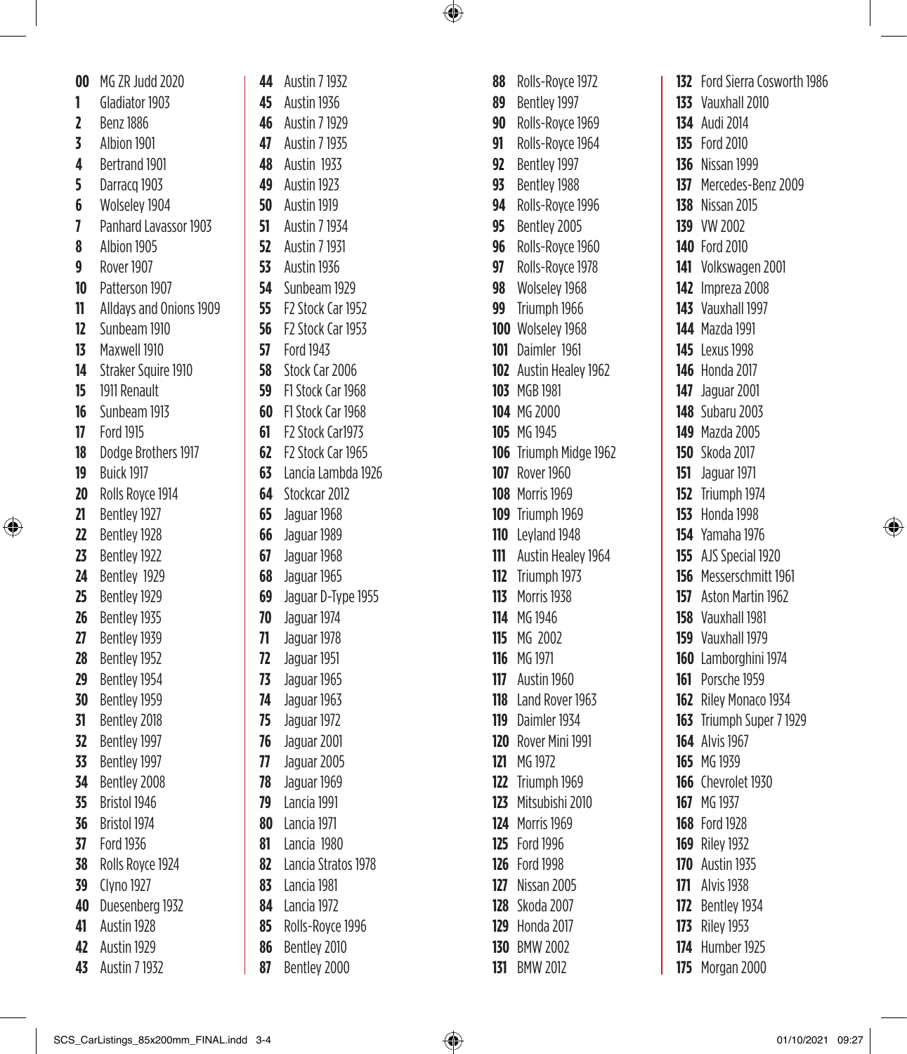**00** MG ZR Judd 2020
**1** Gladiator 1903
**2** Benz 1886
**3** Albion 1901
**4** Bertrand 1901
**5** Darracq 1903
**6** Wolseley 1904
**7** Panhard Lavassor 1903
**8** Albion 1905
**9** Rover 1907
**10** Patterson 1907
**11** Alldays and Onions 1909
**12** Sunbeam 1910
**13** Maxwell 1910
**14** Straker Squire 1910
**15** 1911 Renault
**16** Sunbeam 1913
**17** Ford 1915
**18** Dodge Brothers 1917
**19** Buick 1917
**20** Rolls Royce 1914
**21** Bentley 1927
**22** Bentley 1928
**23** Bentley 1922
**24** Bentley 1929
**25** Bentley 1929
**26** Bentley 1935
**27** Bentley 1939
**28** Bentley 1952
**29** Bentley 1954
**30** Bentley 1959
**31** Bentley 2018
**32** Bentley 1997
**33** Bentley 1997
**34** Bentley 2008
**35** Bristol 1946
**36** Bristol 1974
**37** Ford 1936
**38** Rolls Royce 1924
**39** Clyno 1927
**40** Duesenberg 1932
**41** Austin 1928
**42** Austin 1929
**43** Austin 7 1932
**44** Austin 7 1932
**45** Austin 1936
**46** Austin 7 1929
**47** Austin 7 1935
**48** Austin 1933
**49** Austin 1923
**50** Austin 1919
**51** Austin 7 1934
**52** Austin 7 1931
**53** Austin 1936
**54** Sunbeam 1929
**55** F2 Stock Car 1952
**56** F2 Stock Car 1953
**57** Ford 1943
**58** Stock Car 2006
**59** F1 Stock Car 1968
**60** F1 Stock Car 1968
**61** F2 Stock Car1973
**62** F2 Stock Car 1965
**63** Lancia Lambda 1926
**64** Stockcar 2012
**65** Jaguar 1968
**66** Jaguar 1989
**67** Jaguar 1968
**68** Jaguar 1965
**69** Jaguar D-Type 1955
**70** Jaguar 1974
**71** Jaguar 1978
**72** Jaguar 1951
**73** Jaguar 1965
**74** Jaguar 1963
**75** Jaguar 1972
**76** Jaguar 2001
**77** Jaguar 2005
**78** Jaguar 1969
**79** Lancia 1991
**80** Lancia 1971
**81** Lancia 1980
**82** Lancia Stratos 1978
**83** Lancia 1981
**84** Lancia 1972
**85** Rolls-Royce 1996
**86** Bentley 2010
**87** Bentley 2000
**88** Rolls-Royce 1972
**89** Bentley 1997
**90** Rolls-Royce 1969
**91** Rolls-Royce 1964
**92** Bentley 1997
**93** Bentley 1988
**94** Rolls-Royce 1996
**95** Bentley 2005
**96** Rolls-Royce 1960
**97** Rolls-Royce 1978
**98** Wolseley 1968
**99** Triumph 1966
**100** Wolseley 1968
**101** Daimler 1961
**102** Austin Healey 1962
**103** MGB 1981
**104** MG 2000
**105** MG 1945
**106** Triumph Midge 1962
**107** Rover 1960
**108** Morris 1969
**109** Triumph 1969
**110** Leyland 1948
**111** Austin Healey 1964
**112** Triumph 1973
**113** Morris 1938
**114** MG 1946
**115** MG 2002
**116** MG 1971
**117** Austin 1960
**118** Land Rover 1963
**119** Daimler 1934
**120** Rover Mini 1991
**121** MG 1972
**122** Triumph 1969
**123** Mitsubishi 2010
**124** Morris 1969
**125** Ford 1996
**126** Ford 1998
**127** Nissan 2005
**128** Skoda 2007
**129** Honda 2017
**130** BMW 2002
**131** BMW 2012
**132** Ford Sierra Cosworth 1986
**133** Vauxhall 2010
**134** Audi 2014
**135** Ford 2010
**136** Nissan 1999
**137** Mercedes-Benz 2009
**138** Nissan 2015
**139** VW 2002
**140** Ford 2010
**141** Volkswagen 2001
**142** Impreza 2008
**143** Vauxhall 1997
**144** Mazda 1991
**145** Lexus 1998
**146** Honda 2017
**147** Jaguar 2001
**148** Subaru 2003
**149** Mazda 2005
**150** Skoda 2017
**151** Jaguar 1971
**152** Triumph 1974
**153** Honda 1998
**154** Yamaha 1976
**155** AJS Special 1920
**156** Messerschmitt 1961
**157** Aston Martin 1962
**158** Vauxhall 1981
**159** Vauxhall 1979
**160** Lamborghini 1974
**161** Porsche 1959
**162** Riley Monaco 1934
**163** Triumph Super 7 1929
**164** Alvis 1967
**165** MG 1939
**166** Chevrolet 1930
**167** MG 1937
**168** Ford 1928
**169** Riley 1932
**170** Austin 1935
**171** Alvis 1938
**172** Bentley 1934
**173** Riley 1953
**174** Humber 1925
**175** Morgan 2000